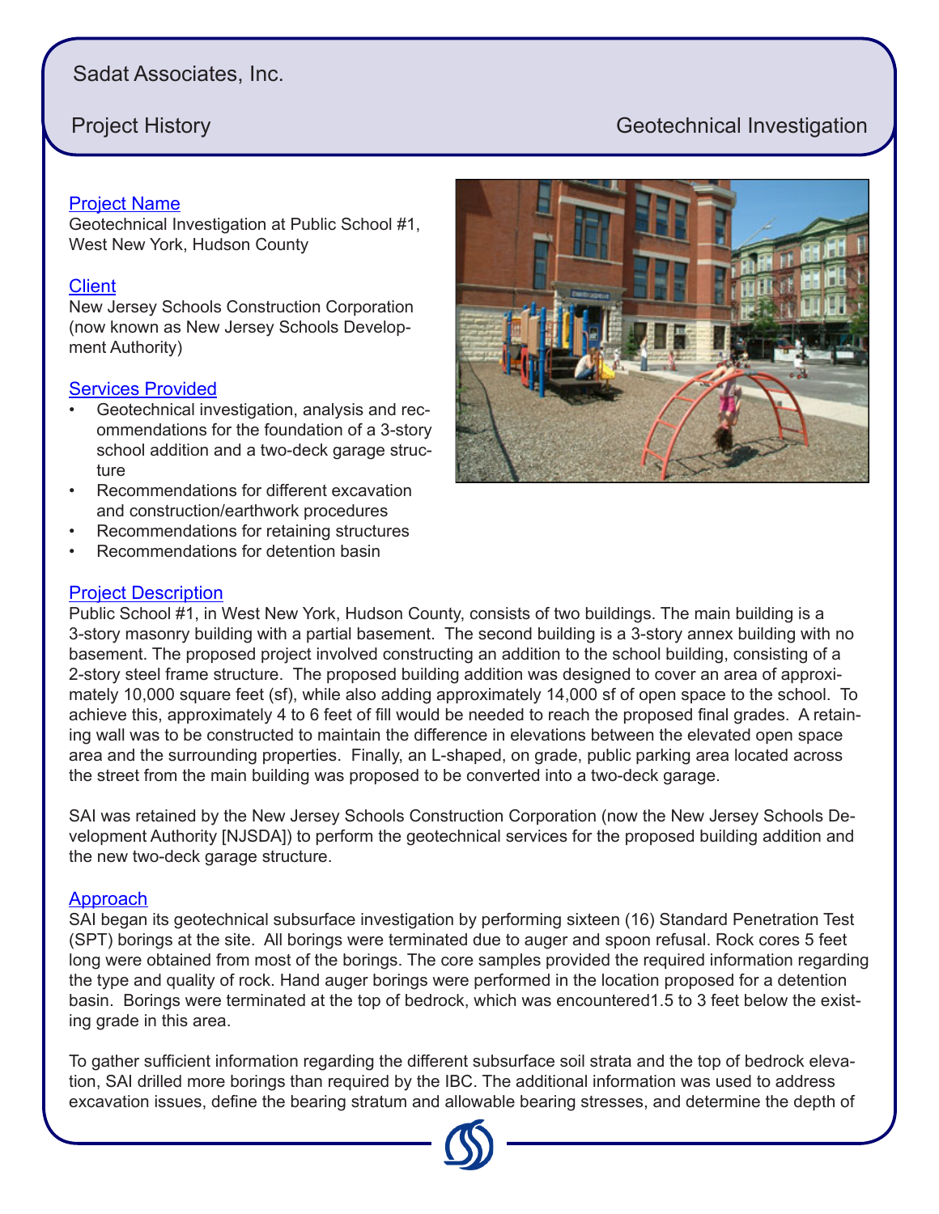Sadat Associates, Inc.

Project History — Geotechnical Investigation

## Project Name

Geotechnical Investigation at Public School #1, West New York, Hudson County

## Client

New Jersey Schools Construction Corporation (now known as New Jersey Schools Development Authority)

## Services Provided

- Geotechnical investigation, analysis and recommendations for the foundation of a 3-story school addition and a two-deck garage structure
- Recommendations for different excavation and construction/earthwork procedures
- Recommendations for retaining structures
- Recommendations for detention basin

## Project Description

Public School #1, in West New York, Hudson County, consists of two buildings. The main building is a 3-story masonry building with a partial basement. The second building is a 3-story annex building with no basement. The proposed project involved constructing an addition to the school building, consisting of a 2-story steel frame structure. The proposed building addition was designed to cover an area of approximately 10,000 square feet (sf), while also adding approximately 14,000 sf of open space to the school. To achieve this, approximately 4 to 6 feet of fill would be needed to reach the proposed final grades. A retaining wall was to be constructed to maintain the difference in elevations between the elevated open space area and the surrounding properties. Finally, an L-shaped, on grade, public parking area located across the street from the main building was proposed to be converted into a two-deck garage.

SAI was retained by the New Jersey Schools Construction Corporation (now the New Jersey Schools Development Authority [NJSDA]) to perform the geotechnical services for the proposed building addition and the new two-deck garage structure.

## Approach

SAI began its geotechnical subsurface investigation by performing sixteen (16) Standard Penetration Test (SPT) borings at the site. All borings were terminated due to auger and spoon refusal. Rock cores 5 feet long were obtained from most of the borings. The core samples provided the required information regarding the type and quality of rock. Hand auger borings were performed in the location proposed for a detention basin. Borings were terminated at the top of bedrock, which was encountered1.5 to 3 feet below the existing grade in this area.

To gather sufficient information regarding the different subsurface soil strata and the top of bedrock elevation, SAI drilled more borings than required by the IBC. The additional information was used to address excavation issues, define the bearing stratum and allowable bearing stresses, and determine the depth of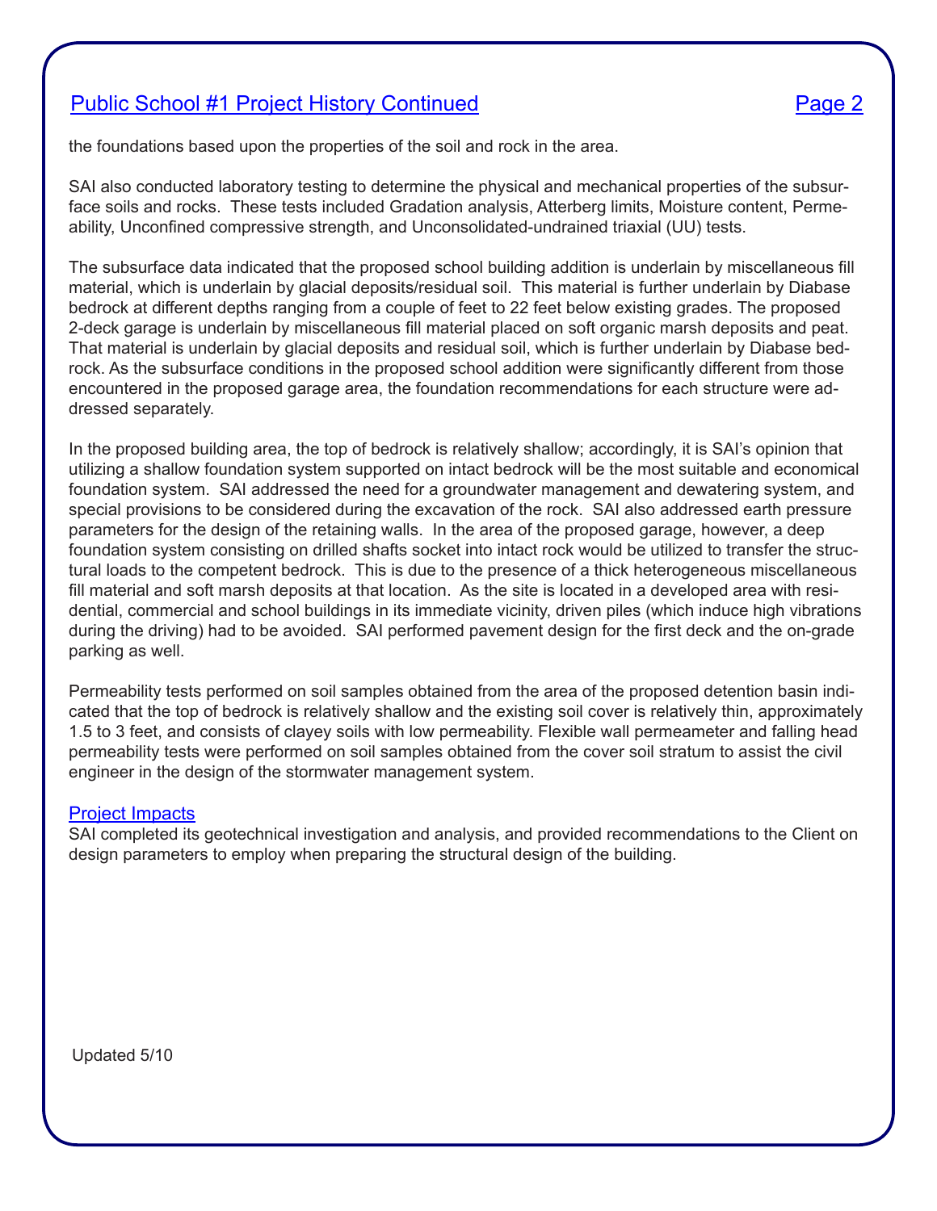the foundations based upon the properties of the soil and rock in the area.

SAI also conducted laboratory testing to determine the physical and mechanical properties of the subsurface soils and rocks. These tests included Gradation analysis, Atterberg limits, Moisture content, Permeability, Unconfined compressive strength, and Unconsolidated-undrained triaxial (UU) tests.

The subsurface data indicated that the proposed school building addition is underlain by miscellaneous fill material, which is underlain by glacial deposits/residual soil. This material is further underlain by Diabase bedrock at different depths ranging from a couple of feet to 22 feet below existing grades. The proposed 2-deck garage is underlain by miscellaneous fill material placed on soft organic marsh deposits and peat. That material is underlain by glacial deposits and residual soil, which is further underlain by Diabase bedrock. As the subsurface conditions in the proposed school addition were significantly different from those encountered in the proposed garage area, the foundation recommendations for each structure were addressed separately.

In the proposed building area, the top of bedrock is relatively shallow; accordingly, it is SAI's opinion that utilizing a shallow foundation system supported on intact bedrock will be the most suitable and economical foundation system. SAI addressed the need for a groundwater management and dewatering system, and special provisions to be considered during the excavation of the rock. SAI also addressed earth pressure parameters for the design of the retaining walls. In the area of the proposed garage, however, a deep foundation system consisting on drilled shafts socket into intact rock would be utilized to transfer the structural loads to the competent bedrock. This is due to the presence of a thick heterogeneous miscellaneous fill material and soft marsh deposits at that location. As the site is located in a developed area with residential, commercial and school buildings in its immediate vicinity, driven piles (which induce high vibrations during the driving) had to be avoided. SAI performed pavement design for the first deck and the on-grade parking as well.

Permeability tests performed on soil samples obtained from the area of the proposed detention basin indicated that the top of bedrock is relatively shallow and the existing soil cover is relatively thin, approximately 1.5 to 3 feet, and consists of clayey soils with low permeability. Flexible wall permeameter and falling head permeability tests were performed on soil samples obtained from the cover soil stratum to assist the civil engineer in the design of the stormwater management system.

## Project Impacts

SAI completed its geotechnical investigation and analysis, and provided recommendations to the Client on design parameters to employ when preparing the structural design of the building.

Updated 5/10